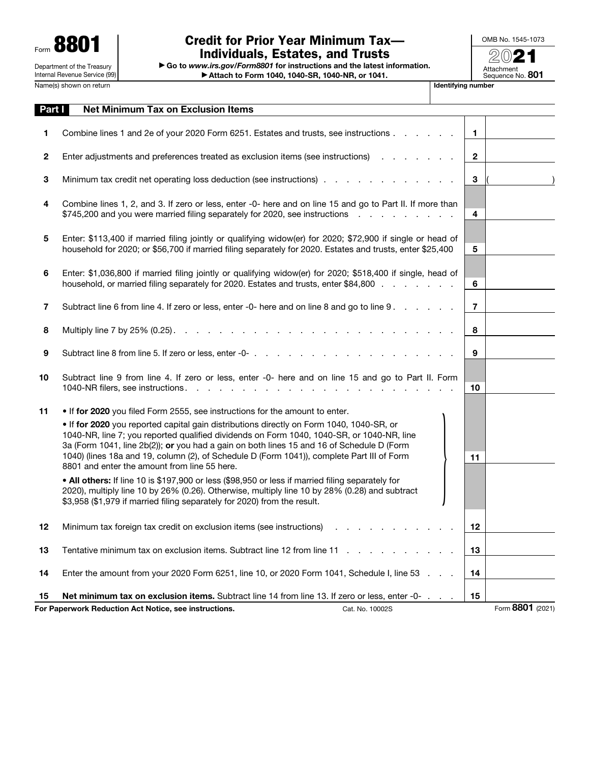Form **8801**

Department of the Treasury
Internal Revenue Service (99)

# Credit for Prior Year Minimum Tax— Individuals, Estates, and Trusts

▶ Go to *www.irs.gov/Form8801* for instructions and the latest information.
▶ Attach to Form 1040, 1040-SR, 1040-NR, or 1041.

OMB No. 1545-1073

**2021**

Attachment Sequence No. **801**

Name(s) shown on return | Identifying number

## Part I Net Minimum Tax on Exclusion Items

| | | | |
|---|---|---|---|
| 1 | Combine lines 1 and 2e of your 2020 Form 6251. Estates and trusts, see instructions | 1 | |
| 2 | Enter adjustments and preferences treated as exclusion items (see instructions) | 2 | |
| 3 | Minimum tax credit net operating loss deduction (see instructions) | 3 | ( ) |
| 4 | Combine lines 1, 2, and 3. If zero or less, enter -0- here and on line 15 and go to Part II. If more than $745,200 and you were married filing separately for 2020, see instructions | 4 | |
| 5 | Enter: $113,400 if married filing jointly or qualifying widow(er) for 2020; $72,900 if single or head of household for 2020; or $56,700 if married filing separately for 2020. Estates and trusts, enter $25,400 | 5 | |
| 6 | Enter: $1,036,800 if married filing jointly or qualifying widow(er) for 2020; $518,400 if single, head of household, or married filing separately for 2020. Estates and trusts, enter $84,800 | 6 | |
| 7 | Subtract line 6 from line 4. If zero or less, enter -0- here and on line 8 and go to line 9 | 7 | |
| 8 | Multiply line 7 by 25% (0.25) | 8 | |
| 9 | Subtract line 8 from line 5. If zero or less, enter -0- | 9 | |
| 10 | Subtract line 9 from line 4. If zero or less, enter -0- here and on line 15 and go to Part II. Form 1040-NR filers, see instructions | 10 | |
| 11 | • If **for 2020** you filed Form 2555, see instructions for the amount to enter.<br>• If **for 2020** you reported capital gain distributions directly on Form 1040, 1040-SR, or 1040-NR, line 7; you reported qualified dividends on Form 1040, 1040-SR, or 1040-NR, line 3a (Form 1041, line 2b(2)); **or** you had a gain on both lines 15 and 16 of Schedule D (Form 1040) (lines 18a and 19, column (2), of Schedule D (Form 1041)), complete Part III of Form 8801 and enter the amount from line 55 here.<br>• **All others:** If line 10 is $197,900 or less ($98,950 or less if married filing separately for 2020), multiply line 10 by 26% (0.26). Otherwise, multiply line 10 by 28% (0.28) and subtract $3,958 ($1,979 if married filing separately for 2020) from the result. | 11 | |
| 12 | Minimum tax foreign tax credit on exclusion items (see instructions) | 12 | |
| 13 | Tentative minimum tax on exclusion items. Subtract line 12 from line 11 | 13 | |
| 14 | Enter the amount from your 2020 Form 6251, line 10, or 2020 Form 1041, Schedule I, line 53 | 14 | |
| 15 | **Net minimum tax on exclusion items.** Subtract line 14 from line 13. If zero or less, enter -0- | 15 | |

**For Paperwork Reduction Act Notice, see instructions.** Cat. No. 10002S Form **8801** (2021)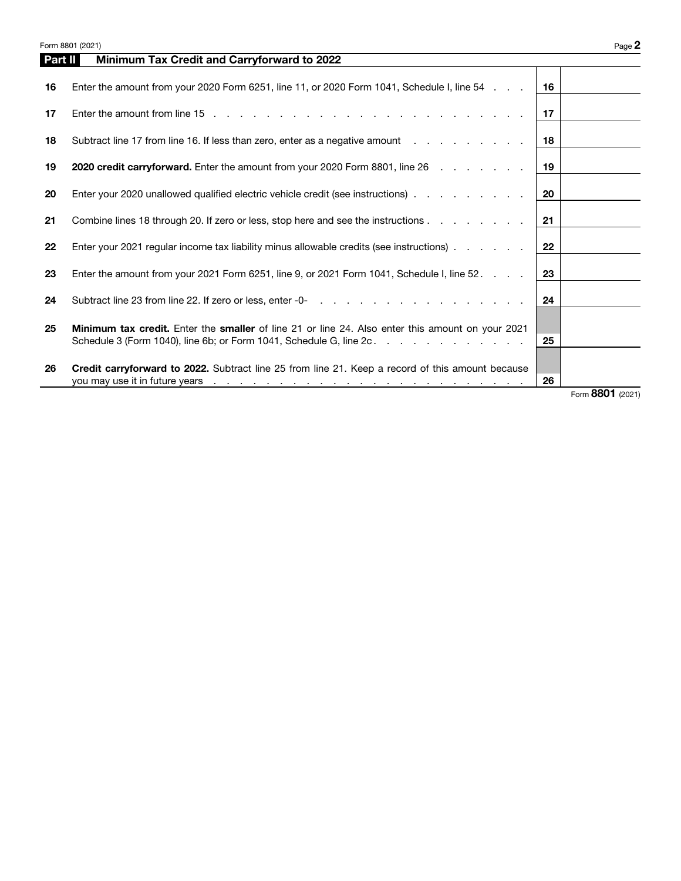## Part II Minimum Tax Credit and Carryforward to 2022

| Line | Description | Line No. | Amount |
|---|---|---|---|
| 16 | Enter the amount from your 2020 Form 6251, line 11, or 2020 Form 1041, Schedule I, line 54 | 16 | |
| 17 | Enter the amount from line 15 | 17 | |
| 18 | Subtract line 17 from line 16. If less than zero, enter as a negative amount | 18 | |
| 19 | **2020 credit carryforward.** Enter the amount from your 2020 Form 8801, line 26 | 19 | |
| 20 | Enter your 2020 unallowed qualified electric vehicle credit (see instructions) | 20 | |
| 21 | Combine lines 18 through 20. If zero or less, stop here and see the instructions | 21 | |
| 22 | Enter your 2021 regular income tax liability minus allowable credits (see instructions) | 22 | |
| 23 | Enter the amount from your 2021 Form 6251, line 9, or 2021 Form 1041, Schedule I, line 52 | 23 | |
| 24 | Subtract line 23 from line 22. If zero or less, enter -0- | 24 | |
| 25 | **Minimum tax credit.** Enter the **smaller** of line 21 or line 24. Also enter this amount on your 2021 Schedule 3 (Form 1040), line 6b; or Form 1041, Schedule G, line 2c | 25 | |
| 26 | **Credit carryforward to 2022.** Subtract line 25 from line 21. Keep a record of this amount because you may use it in future years | 26 | |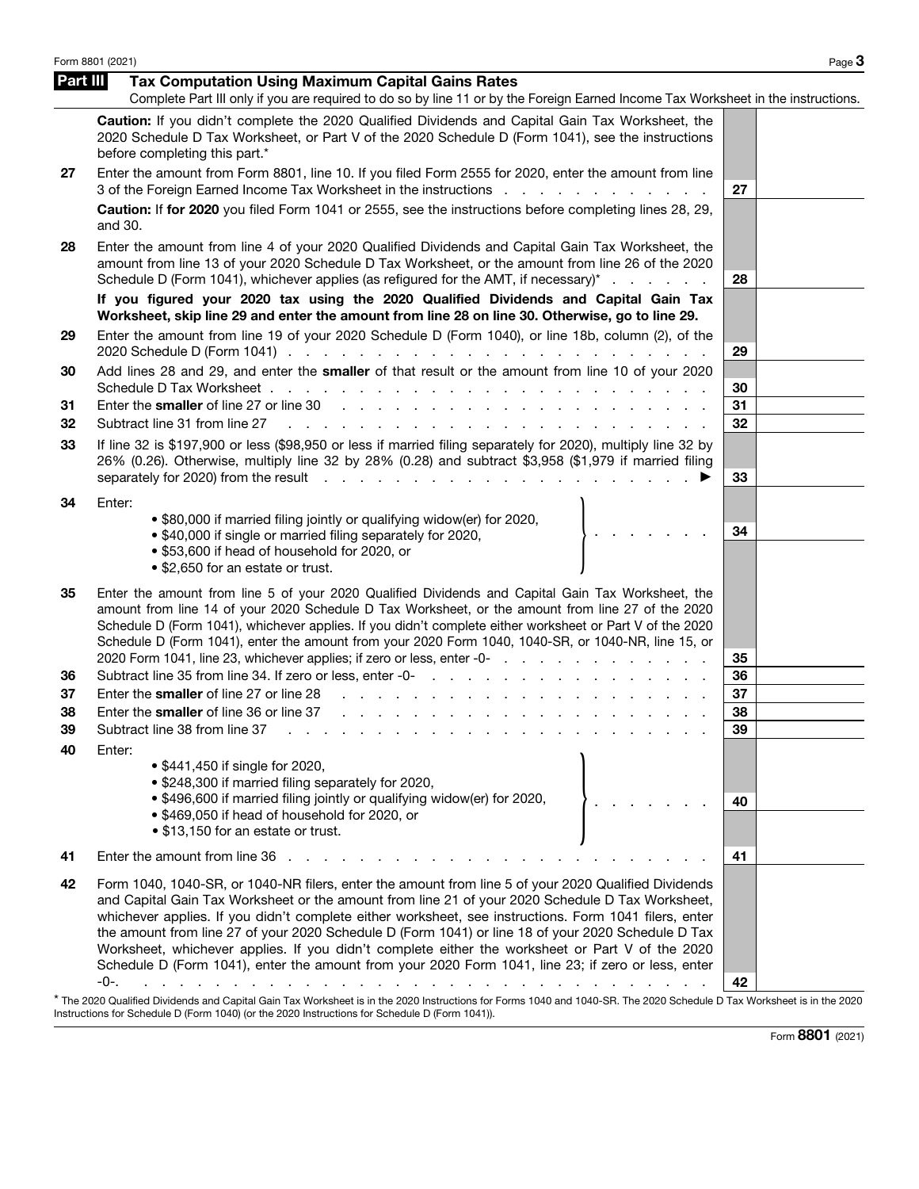## Part III — Tax Computation Using Maximum Capital Gains Rates

Complete Part III only if you are required to do so by line 11 or by the Foreign Earned Income Tax Worksheet in the instructions.

**Caution:** If you didn't complete the 2020 Qualified Dividends and Capital Gain Tax Worksheet, the 2020 Schedule D Tax Worksheet, or Part V of the 2020 Schedule D (Form 1041), see the instructions before completing this part.*

| Line | Description | Line | Amount |
|---|---|---|---|
| 27 | Enter the amount from Form 8801, line 10. If you filed Form 2555 for 2020, enter the amount from line 3 of the Foreign Earned Income Tax Worksheet in the instructions | 27 | |
| | **Caution:** If **for 2020** you filed Form 1041 or 2555, see the instructions before completing lines 28, 29, and 30. | | |
| 28 | Enter the amount from line 4 of your 2020 Qualified Dividends and Capital Gain Tax Worksheet, the amount from line 13 of your 2020 Schedule D Tax Worksheet, or the amount from line 26 of the 2020 Schedule D (Form 1041), whichever applies (as refigured for the AMT, if necessary)* | 28 | |
| | **If you figured your 2020 tax using the 2020 Qualified Dividends and Capital Gain Tax Worksheet, skip line 29 and enter the amount from line 28 on line 30. Otherwise, go to line 29.** | | |
| 29 | Enter the amount from line 19 of your 2020 Schedule D (Form 1040), or line 18b, column (2), of the 2020 Schedule D (Form 1041) | 29 | |
| 30 | Add lines 28 and 29, and enter the **smaller** of that result or the amount from line 10 of your 2020 Schedule D Tax Worksheet | 30 | |
| 31 | Enter the **smaller** of line 27 or line 30 | 31 | |
| 32 | Subtract line 31 from line 27 | 32 | |
| 33 | If line 32 is $197,900 or less ($98,950 or less if married filing separately for 2020), multiply line 32 by 26% (0.26). Otherwise, multiply line 32 by 28% (0.28) and subtract $3,958 ($1,979 if married filing separately for 2020) from the result ▶ | 33 | |
| 34 | Enter: • $80,000 if married filing jointly or qualifying widow(er) for 2020, • $40,000 if single or married filing separately for 2020, • $53,600 if head of household for 2020, or • $2,650 for an estate or trust. | 34 | |
| 35 | Enter the amount from line 5 of your 2020 Qualified Dividends and Capital Gain Tax Worksheet, the amount from line 14 of your 2020 Schedule D Tax Worksheet, or the amount from line 27 of the 2020 Schedule D (Form 1041), whichever applies. If you didn't complete either worksheet or Part V of the 2020 Schedule D (Form 1041), enter the amount from your 2020 Form 1040, 1040-SR, or 1040-NR, line 15, or 2020 Form 1041, line 23, whichever applies; if zero or less, enter -0- | 35 | |
| 36 | Subtract line 35 from line 34. If zero or less, enter -0- | 36 | |
| 37 | Enter the **smaller** of line 27 or line 28 | 37 | |
| 38 | Enter the **smaller** of line 36 or line 37 | 38 | |
| 39 | Subtract line 38 from line 37 | 39 | |
| 40 | Enter: • $441,450 if single for 2020, • $248,300 if married filing separately for 2020, • $496,600 if married filing jointly or qualifying widow(er) for 2020, • $469,050 if head of household for 2020, or • $13,150 for an estate or trust. | 40 | |
| 41 | Enter the amount from line 36 | 41 | |
| 42 | Form 1040, 1040-SR, or 1040-NR filers, enter the amount from line 5 of your 2020 Qualified Dividends and Capital Gain Tax Worksheet or the amount from line 21 of your 2020 Schedule D Tax Worksheet, whichever applies. If you didn't complete either worksheet, see instructions. Form 1041 filers, enter the amount from line 27 of your 2020 Schedule D (Form 1041) or line 18 of your 2020 Schedule D Tax Worksheet, whichever applies. If you didn't complete either the worksheet or Part V of the 2020 Schedule D (Form 1041), enter the amount from your 2020 Form 1041, line 23; if zero or less, enter -0-. | 42 | |

* The 2020 Qualified Dividends and Capital Gain Tax Worksheet is in the 2020 Instructions for Forms 1040 and 1040-SR. The 2020 Schedule D Tax Worksheet is in the 2020 Instructions for Schedule D (Form 1040) (or the 2020 Instructions for Schedule D (Form 1041)).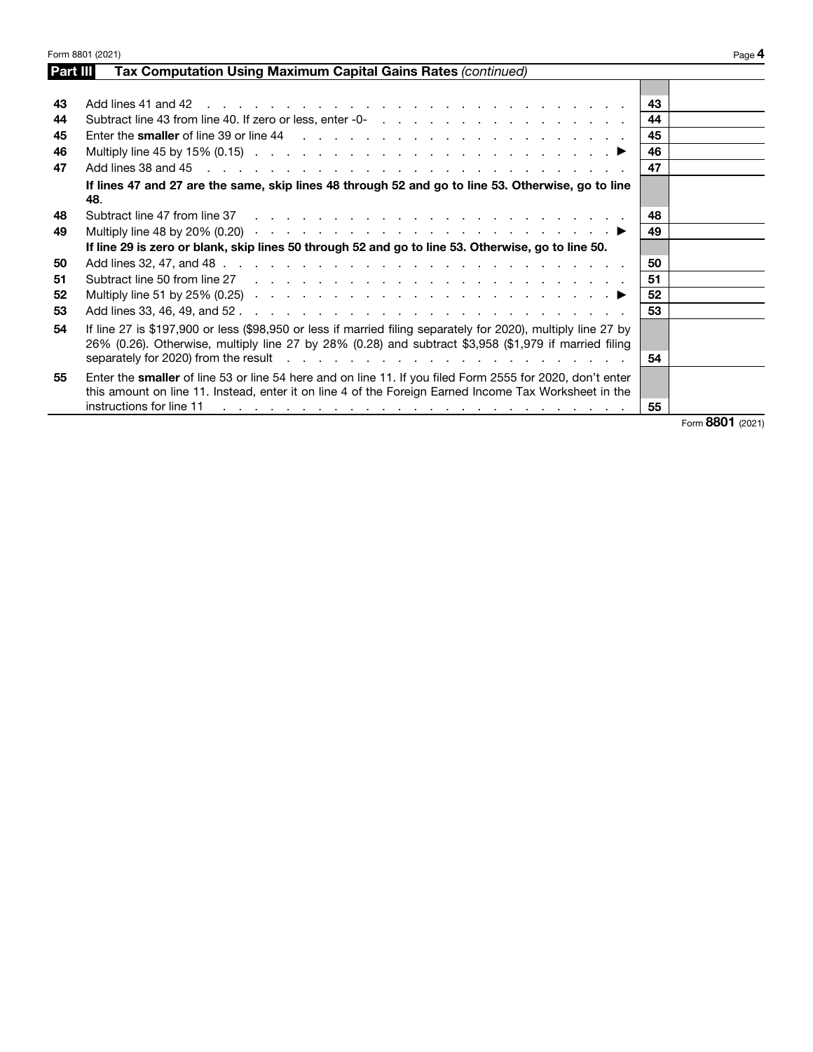## Part III Tax Computation Using Maximum Capital Gains Rates *(continued)*

| Line | Description | Line | Amount |
|---|---|---|---|
| 43 | Add lines 41 and 42 | 43 | |
| 44 | Subtract line 43 from line 40. If zero or less, enter -0- | 44 | |
| 45 | Enter the **smaller** of line 39 or line 44 | 45 | |
| 46 | Multiply line 45 by 15% (0.15) ▶ | 46 | |
| 47 | Add lines 38 and 45 | 47 | |
| | **If lines 47 and 27 are the same, skip lines 48 through 52 and go to line 53. Otherwise, go to line 48.** | | |
| 48 | Subtract line 47 from line 37 | 48 | |
| 49 | Multiply line 48 by 20% (0.20) ▶ | 49 | |
| | **If line 29 is zero or blank, skip lines 50 through 52 and go to line 53. Otherwise, go to line 50.** | | |
| 50 | Add lines 32, 47, and 48 | 50 | |
| 51 | Subtract line 50 from line 27 | 51 | |
| 52 | Multiply line 51 by 25% (0.25) ▶ | 52 | |
| 53 | Add lines 33, 46, 49, and 52 | 53 | |
| 54 | If line 27 is $197,900 or less ($98,950 or less if married filing separately for 2020), multiply line 27 by 26% (0.26). Otherwise, multiply line 27 by 28% (0.28) and subtract $3,958 ($1,979 if married filing separately for 2020) from the result | 54 | |
| 55 | Enter the **smaller** of line 53 or line 54 here and on line 11. If you filed Form 2555 for 2020, don't enter this amount on line 11. Instead, enter it on line 4 of the Foreign Earned Income Tax Worksheet in the instructions for line 11 | 55 | |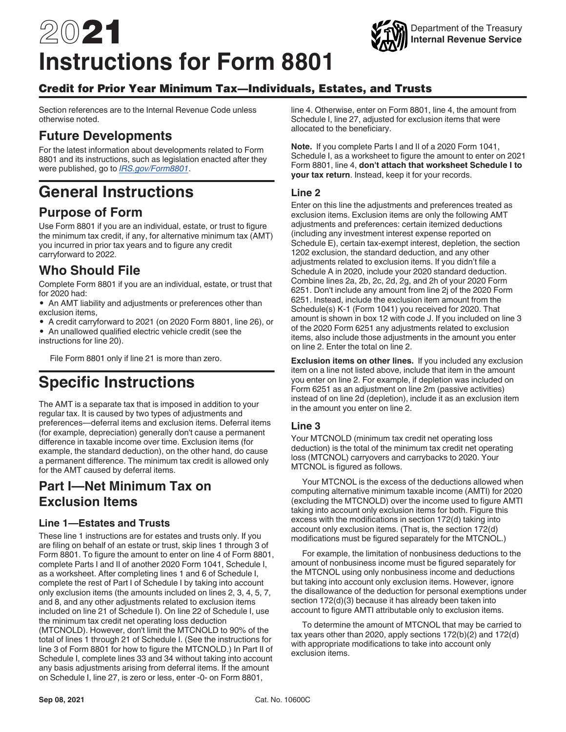# 2021 Instructions for Form 8801

## Credit for Prior Year Minimum Tax—Individuals, Estates, and Trusts

Department of the Treasury
Internal Revenue Service

Section references are to the Internal Revenue Code unless otherwise noted.

## Future Developments

For the latest information about developments related to Form 8801 and its instructions, such as legislation enacted after they were published, go to *IRS.gov/Form8801*.

# General Instructions

## Purpose of Form

Use Form 8801 if you are an individual, estate, or trust to figure the minimum tax credit, if any, for alternative minimum tax (AMT) you incurred in prior tax years and to figure any credit carryforward to 2022.

## Who Should File

Complete Form 8801 if you are an individual, estate, or trust that for 2020 had:

- An AMT liability and adjustments or preferences other than exclusion items,
- A credit carryforward to 2021 (on 2020 Form 8801, line 26), or
- An unallowed qualified electric vehicle credit (see the instructions for line 20).

File Form 8801 only if line 21 is more than zero.

# Specific Instructions

The AMT is a separate tax that is imposed in addition to your regular tax. It is caused by two types of adjustments and preferences—deferral items and exclusion items. Deferral items (for example, depreciation) generally don't cause a permanent difference in taxable income over time. Exclusion items (for example, the standard deduction), on the other hand, do cause a permanent difference. The minimum tax credit is allowed only for the AMT caused by deferral items.

## Part I—Net Minimum Tax on Exclusion Items

### Line 1—Estates and Trusts

These line 1 instructions are for estates and trusts only. If you are filing on behalf of an estate or trust, skip lines 1 through 3 of Form 8801. To figure the amount to enter on line 4 of Form 8801, complete Parts I and II of another 2020 Form 1041, Schedule I, as a worksheet. After completing lines 1 and 6 of Schedule I, complete the rest of Part I of Schedule I by taking into account only exclusion items (the amounts included on lines 2, 3, 4, 5, 7, and 8, and any other adjustments related to exclusion items included on line 21 of Schedule I). On line 22 of Schedule I, use the minimum tax credit net operating loss deduction (MTCNOLD). However, don't limit the MTCNOLD to 90% of the total of lines 1 through 21 of Schedule I. (See the instructions for line 3 of Form 8801 for how to figure the MTCNOLD.) In Part II of Schedule I, complete lines 33 and 34 without taking into account any basis adjustments arising from deferral items. If the amount on Schedule I, line 27, is zero or less, enter -0- on Form 8801, line 4. Otherwise, enter on Form 8801, line 4, the amount from Schedule I, line 27, adjusted for exclusion items that were allocated to the beneficiary.

**Note.** If you complete Parts I and II of a 2020 Form 1041, Schedule I, as a worksheet to figure the amount to enter on 2021 Form 8801, line 4, **don't attach that worksheet Schedule I to your tax return**. Instead, keep it for your records.

### Line 2

Enter on this line the adjustments and preferences treated as exclusion items. Exclusion items are only the following AMT adjustments and preferences: certain itemized deductions (including any investment interest expense reported on Schedule E), certain tax-exempt interest, depletion, the section 1202 exclusion, the standard deduction, and any other adjustments related to exclusion items. If you didn't file a Schedule A in 2020, include your 2020 standard deduction. Combine lines 2a, 2b, 2c, 2d, 2g, and 2h of your 2020 Form 6251. Don't include any amount from line 2j of the 2020 Form 6251. Instead, include the exclusion item amount from the Schedule(s) K-1 (Form 1041) you received for 2020. That amount is shown in box 12 with code J. If you included on line 3 of the 2020 Form 6251 any adjustments related to exclusion items, also include those adjustments in the amount you enter on line 2. Enter the total on line 2.

**Exclusion items on other lines.** If you included any exclusion item on a line not listed above, include that item in the amount you enter on line 2. For example, if depletion was included on Form 6251 as an adjustment on line 2m (passive activities) instead of on line 2d (depletion), include it as an exclusion item in the amount you enter on line 2.

### Line 3

Your MTCNOLD (minimum tax credit net operating loss deduction) is the total of the minimum tax credit net operating loss (MTCNOL) carryovers and carrybacks to 2020. Your MTCNOL is figured as follows.

Your MTCNOL is the excess of the deductions allowed when computing alternative minimum taxable income (AMTI) for 2020 (excluding the MTCNOLD) over the income used to figure AMTI taking into account only exclusion items for both. Figure this excess with the modifications in section 172(d) taking into account only exclusion items. (That is, the section 172(d) modifications must be figured separately for the MTCNOL.)

For example, the limitation of nonbusiness deductions to the amount of nonbusiness income must be figured separately for the MTCNOL using only nonbusiness income and deductions but taking into account only exclusion items. However, ignore the disallowance of the deduction for personal exemptions under section 172(d)(3) because it has already been taken into account to figure AMTI attributable only to exclusion items.

To determine the amount of MTCNOL that may be carried to tax years other than 2020, apply sections 172(b)(2) and 172(d) with appropriate modifications to take into account only exclusion items.

Sep 08, 2021 Cat. No. 10600C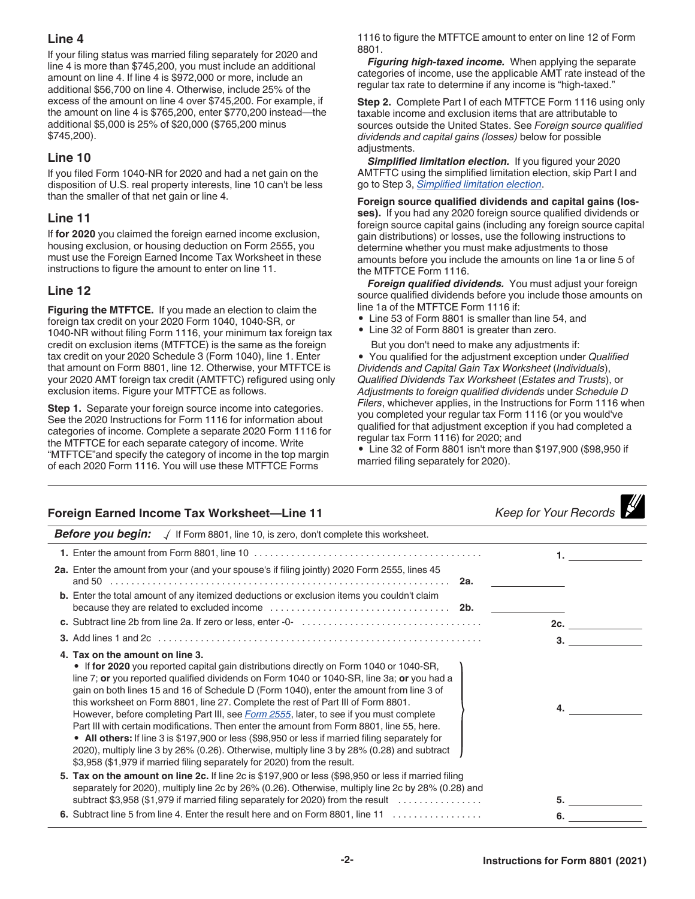### Line 4

If your filing status was married filing separately for 2020 and line 4 is more than $745,200, you must include an additional amount on line 4. If line 4 is $972,000 or more, include an additional $56,700 on line 4. Otherwise, include 25% of the excess of the amount on line 4 over $745,200. For example, if the amount on line 4 is $765,200, enter $770,200 instead—the additional $5,000 is 25% of $20,000 ($765,200 minus $745,200).

### Line 10

If you filed Form 1040-NR for 2020 and had a net gain on the disposition of U.S. real property interests, line 10 can't be less than the smaller of that net gain or line 4.

### Line 11

If **for 2020** you claimed the foreign earned income exclusion, housing exclusion, or housing deduction on Form 2555, you must use the Foreign Earned Income Tax Worksheet in these instructions to figure the amount to enter on line 11.

### Line 12

**Figuring the MTFTCE.** If you made an election to claim the foreign tax credit on your 2020 Form 1040, 1040-SR, or 1040-NR without filing Form 1116, your minimum tax foreign tax credit on exclusion items (MTFTCE) is the same as the foreign tax credit on your 2020 Schedule 3 (Form 1040), line 1. Enter that amount on Form 8801, line 12. Otherwise, your MTFTCE is your 2020 AMT foreign tax credit (AMTFTC) refigured using only exclusion items. Figure your MTFTCE as follows.

**Step 1.** Separate your foreign source income into categories. See the 2020 Instructions for Form 1116 for information about categories of income. Complete a separate 2020 Form 1116 for the MTFTCE for each separate category of income. Write "MTFTCE"and specify the category of income in the top margin of each 2020 Form 1116. You will use these MTFTCE Forms 1116 to figure the MTFTCE amount to enter on line 12 of Form 8801.

***Figuring high-taxed income.*** When applying the separate categories of income, use the applicable AMT rate instead of the regular tax rate to determine if any income is "high-taxed."

**Step 2.** Complete Part I of each MTFTCE Form 1116 using only taxable income and exclusion items that are attributable to sources outside the United States. See *Foreign source qualified dividends and capital gains (losses)* below for possible adjustments.

***Simplified limitation election.*** If you figured your 2020 AMTFTC using the simplified limitation election, skip Part I and go to Step 3, *Simplified limitation election*.

**Foreign source qualified dividends and capital gains (losses).** If you had any 2020 foreign source qualified dividends or foreign source capital gains (including any foreign source capital gain distributions) or losses, use the following instructions to determine whether you must make adjustments to those amounts before you include the amounts on line 1a or line 5 of the MTFTCE Form 1116.

***Foreign qualified dividends.*** You must adjust your foreign source qualified dividends before you include those amounts on line 1a of the MTFTCE Form 1116 if:

- Line 53 of Form 8801 is smaller than line 54, and
- Line 32 of Form 8801 is greater than zero.

But you don't need to make any adjustments if:

- You qualified for the adjustment exception under *Qualified Dividends and Capital Gain Tax Worksheet* (*Individuals*), *Qualified Dividends Tax Worksheet* (*Estates and Trusts*), or *Adjustments to foreign qualified dividends* under *Schedule D Filers*, whichever applies, in the Instructions for Form 1116 when you completed your regular tax Form 1116 (or you would've qualified for that adjustment exception if you had completed a regular tax Form 1116) for 2020; and
- Line 32 of Form 8801 isn't more than $197,900 ($98,950 if married filing separately for 2020).

### Foreign Earned Income Tax Worksheet—Line 11

*Keep for Your Records*

***Before you begin:*** √ If Form 8801, line 10, is zero, don't complete this worksheet.

| | | |
|---|---|---|
| **1.** Enter the amount from Form 8801, line 10 | | 1. |
| **2a.** Enter the amount from your (and your spouse's if filing jointly) 2020 Form 2555, lines 45 and 50 | 2a. | |
| **b.** Enter the total amount of any itemized deductions or exclusion items you couldn't claim because they are related to excluded income | 2b. | |
| **c.** Subtract line 2b from line 2a. If zero or less, enter -0- | | 2c. |
| **3.** Add lines 1 and 2c | | 3. |
| **4. Tax on the amount on line 3.** • If **for 2020** you reported capital gain distributions directly on Form 1040 or 1040-SR, line 7; **or** you reported qualified dividends on Form 1040 or 1040-SR, line 3a; **or** you had a gain on both lines 15 and 16 of Schedule D (Form 1040), enter the amount from line 3 of this worksheet on Form 8801, line 27. Complete the rest of Part III of Form 8801. However, before completing Part III, see *Form 2555*, later, to see if you must complete Part III with certain modifications. Then enter the amount from Form 8801, line 55, here. • **All others:** If line 3 is $197,900 or less ($98,950 or less if married filing separately for 2020), multiply line 3 by 26% (0.26). Otherwise, multiply line 3 by 28% (0.28) and subtract $3,958 ($1,979 if married filing separately for 2020) from the result. | | 4. |
| **5. Tax on the amount on line 2c.** If line 2c is $197,900 or less ($98,950 or less if married filing separately for 2020), multiply line 2c by 26% (0.26). Otherwise, multiply line 2c by 28% (0.28) and subtract $3,958 ($1,979 if married filing separately for 2020) from the result | | 5. |
| **6.** Subtract line 5 from line 4. Enter the result here and on Form 8801, line 11 | | 6. |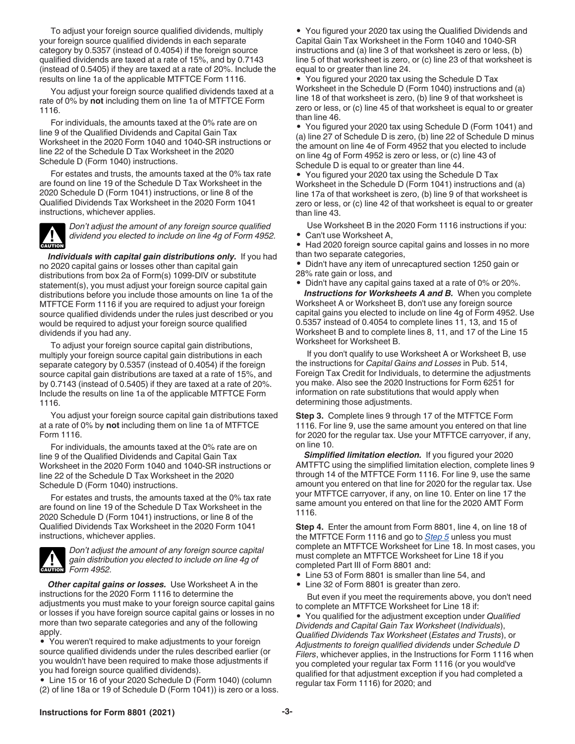To adjust your foreign source qualified dividends, multiply your foreign source qualified dividends in each separate category by 0.5357 (instead of 0.4054) if the foreign source qualified dividends are taxed at a rate of 15%, and by 0.7143 (instead of 0.5405) if they are taxed at a rate of 20%. Include the results on line 1a of the applicable MTFTCE Form 1116.

You adjust your foreign source qualified dividends taxed at a rate of 0% by **not** including them on line 1a of MTFTCE Form 1116.

For individuals, the amounts taxed at the 0% rate are on line 9 of the Qualified Dividends and Capital Gain Tax Worksheet in the 2020 Form 1040 and 1040-SR instructions or line 22 of the Schedule D Tax Worksheet in the 2020 Schedule D (Form 1040) instructions.

For estates and trusts, the amounts taxed at the 0% tax rate are found on line 19 of the Schedule D Tax Worksheet in the 2020 Schedule D (Form 1041) instructions, or line 8 of the Qualified Dividends Tax Worksheet in the 2020 Form 1041 instructions, whichever applies.

**CAUTION:** *Don't adjust the amount of any foreign source qualified dividend you elected to include on line 4g of Form 4952.*

***Individuals with capital gain distributions only.*** If you had no 2020 capital gains or losses other than capital gain distributions from box 2a of Form(s) 1099-DIV or substitute statement(s), you must adjust your foreign source capital gain distributions before you include those amounts on line 1a of the MTFTCE Form 1116 if you are required to adjust your foreign source qualified dividends under the rules just described or you would be required to adjust your foreign source qualified dividends if you had any.

To adjust your foreign source capital gain distributions, multiply your foreign source capital gain distributions in each separate category by 0.5357 (instead of 0.4054) if the foreign source capital gain distributions are taxed at a rate of 15%, and by 0.7143 (instead of 0.5405) if they are taxed at a rate of 20%. Include the results on line 1a of the applicable MTFTCE Form 1116.

You adjust your foreign source capital gain distributions taxed at a rate of 0% by **not** including them on line 1a of MTFTCE Form 1116.

For individuals, the amounts taxed at the 0% rate are on line 9 of the Qualified Dividends and Capital Gain Tax Worksheet in the 2020 Form 1040 and 1040-SR instructions or line 22 of the Schedule D Tax Worksheet in the 2020 Schedule D (Form 1040) instructions.

For estates and trusts, the amounts taxed at the 0% tax rate are found on line 19 of the Schedule D Tax Worksheet in the 2020 Schedule D (Form 1041) instructions, or line 8 of the Qualified Dividends Tax Worksheet in the 2020 Form 1041 instructions, whichever applies.

**CAUTION:** *Don't adjust the amount of any foreign source capital gain distribution you elected to include on line 4g of Form 4952.*

***Other capital gains or losses.*** Use Worksheet A in the instructions for the 2020 Form 1116 to determine the adjustments you must make to your foreign source capital gains or losses if you have foreign source capital gains or losses in no more than two separate categories and any of the following apply.

- You weren't required to make adjustments to your foreign source qualified dividends under the rules described earlier (or you wouldn't have been required to make those adjustments if you had foreign source qualified dividends).
- Line 15 or 16 of your 2020 Schedule D (Form 1040) (column (2) of line 18a or 19 of Schedule D (Form 1041)) is zero or a loss.
- You figured your 2020 tax using the Qualified Dividends and Capital Gain Tax Worksheet in the Form 1040 and 1040-SR instructions and (a) line 3 of that worksheet is zero or less, (b) line 5 of that worksheet is zero, or (c) line 23 of that worksheet is equal to or greater than line 24.
- You figured your 2020 tax using the Schedule D Tax Worksheet in the Schedule D (Form 1040) instructions and (a) line 18 of that worksheet is zero, (b) line 9 of that worksheet is zero or less, or (c) line 45 of that worksheet is equal to or greater than line 46.
- You figured your 2020 tax using Schedule D (Form 1041) and (a) line 27 of Schedule D is zero, (b) line 22 of Schedule D minus the amount on line 4e of Form 4952 that you elected to include on line 4g of Form 4952 is zero or less, or (c) line 43 of Schedule D is equal to or greater than line 44.
- You figured your 2020 tax using the Schedule D Tax Worksheet in the Schedule D (Form 1041) instructions and (a) line 17a of that worksheet is zero, (b) line 9 of that worksheet is zero or less, or (c) line 42 of that worksheet is equal to or greater than line 43.

Use Worksheet B in the 2020 Form 1116 instructions if you:

- Can't use Worksheet A,
- Had 2020 foreign source capital gains and losses in no more than two separate categories,
- Didn't have any item of unrecaptured section 1250 gain or 28% rate gain or loss, and
- Didn't have any capital gains taxed at a rate of 0% or 20%.

***Instructions for Worksheets A and B.*** When you complete Worksheet A or Worksheet B, don't use any foreign source capital gains you elected to include on line 4g of Form 4952. Use 0.5357 instead of 0.4054 to complete lines 11, 13, and 15 of Worksheet B and to complete lines 8, 11, and 17 of the Line 15 Worksheet for Worksheet B.

If you don't qualify to use Worksheet A or Worksheet B, use the instructions for *Capital Gains and Losses* in Pub. 514, Foreign Tax Credit for Individuals, to determine the adjustments you make. Also see the 2020 Instructions for Form 6251 for information on rate substitutions that would apply when determining those adjustments.

**Step 3.** Complete lines 9 through 17 of the MTFTCE Form 1116. For line 9, use the same amount you entered on that line for 2020 for the regular tax. Use your MTFTCE carryover, if any, on line 10.

***Simplified limitation election.*** If you figured your 2020 AMTFTC using the simplified limitation election, complete lines 9 through 14 of the MTFTCE Form 1116. For line 9, use the same amount you entered on that line for 2020 for the regular tax. Use your MTFTCE carryover, if any, on line 10. Enter on line 17 the same amount you entered on that line for the 2020 AMT Form 1116.

**Step 4.** Enter the amount from Form 8801, line 4, on line 18 of the MTFTCE Form 1116 and go to Step 5 unless you must complete an MTFTCE Worksheet for Line 18. In most cases, you must complete an MTFTCE Worksheet for Line 18 if you completed Part III of Form 8801 and:

- Line 53 of Form 8801 is smaller than line 54, and
- Line 32 of Form 8801 is greater than zero.

But even if you meet the requirements above, you don't need to complete an MTFTCE Worksheet for Line 18 if:

- You qualified for the adjustment exception under *Qualified Dividends and Capital Gain Tax Worksheet* (*Individuals*), *Qualified Dividends Tax Worksheet* (*Estates and Trusts*), or *Adjustments to foreign qualified dividends* under *Schedule D Filers*, whichever applies, in the Instructions for Form 1116 when you completed your regular tax Form 1116 (or you would've qualified for that adjustment exception if you had completed a regular tax Form 1116) for 2020; and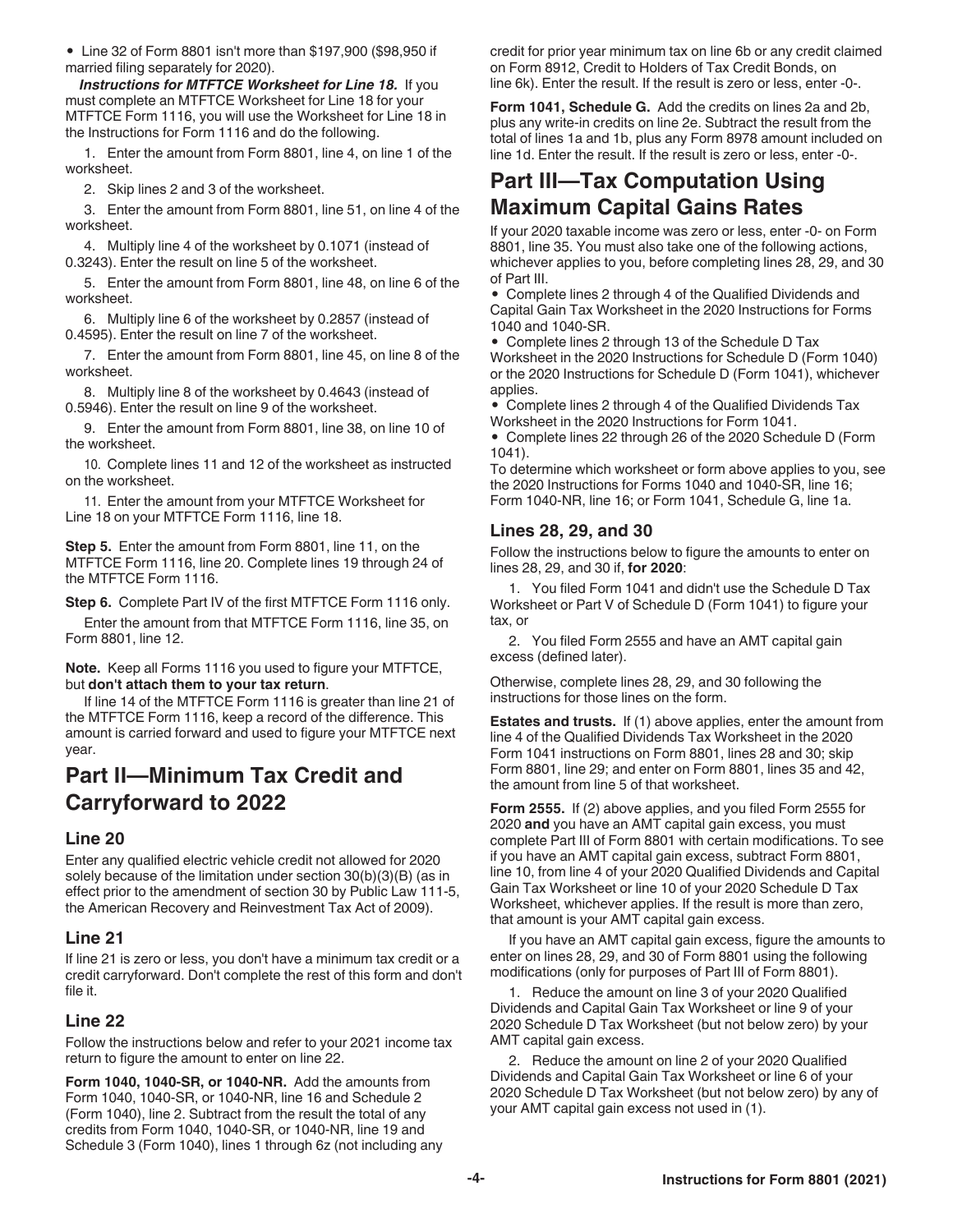• Line 32 of Form 8801 isn't more than $197,900 ($98,950 if married filing separately for 2020).

***Instructions for MTFTCE Worksheet for Line 18.*** If you must complete an MTFTCE Worksheet for Line 18 for your MTFTCE Form 1116, you will use the Worksheet for Line 18 in the Instructions for Form 1116 and do the following.

1. Enter the amount from Form 8801, line 4, on line 1 of the worksheet.
2. Skip lines 2 and 3 of the worksheet.
3. Enter the amount from Form 8801, line 51, on line 4 of the worksheet.
4. Multiply line 4 of the worksheet by 0.1071 (instead of 0.3243). Enter the result on line 5 of the worksheet.
5. Enter the amount from Form 8801, line 48, on line 6 of the worksheet.
6. Multiply line 6 of the worksheet by 0.2857 (instead of 0.4595). Enter the result on line 7 of the worksheet.
7. Enter the amount from Form 8801, line 45, on line 8 of the worksheet.
8. Multiply line 8 of the worksheet by 0.4643 (instead of 0.5946). Enter the result on line 9 of the worksheet.
9. Enter the amount from Form 8801, line 38, on line 10 of the worksheet.
10. Complete lines 11 and 12 of the worksheet as instructed on the worksheet.
11. Enter the amount from your MTFTCE Worksheet for Line 18 on your MTFTCE Form 1116, line 18.

**Step 5.** Enter the amount from Form 8801, line 11, on the MTFTCE Form 1116, line 20. Complete lines 19 through 24 of the MTFTCE Form 1116.

**Step 6.** Complete Part IV of the first MTFTCE Form 1116 only.

Enter the amount from that MTFTCE Form 1116, line 35, on Form 8801, line 12.

**Note.** Keep all Forms 1116 you used to figure your MTFTCE, but **don't attach them to your tax return**.

If line 14 of the MTFTCE Form 1116 is greater than line 21 of the MTFTCE Form 1116, keep a record of the difference. This amount is carried forward and used to figure your MTFTCE next year.

# Part II—Minimum Tax Credit and Carryforward to 2022

## Line 20

Enter any qualified electric vehicle credit not allowed for 2020 solely because of the limitation under section 30(b)(3)(B) (as in effect prior to the amendment of section 30 by Public Law 111-5, the American Recovery and Reinvestment Tax Act of 2009).

## Line 21

If line 21 is zero or less, you don't have a minimum tax credit or a credit carryforward. Don't complete the rest of this form and don't file it.

## Line 22

Follow the instructions below and refer to your 2021 income tax return to figure the amount to enter on line 22.

**Form 1040, 1040-SR, or 1040-NR.** Add the amounts from Form 1040, 1040-SR, or 1040-NR, line 16 and Schedule 2 (Form 1040), line 2. Subtract from the result the total of any credits from Form 1040, 1040-SR, or 1040-NR, line 19 and Schedule 3 (Form 1040), lines 1 through 6z (not including any credit for prior year minimum tax on line 6b or any credit claimed on Form 8912, Credit to Holders of Tax Credit Bonds, on line 6k). Enter the result. If the result is zero or less, enter -0-.

**Form 1041, Schedule G.** Add the credits on lines 2a and 2b, plus any write-in credits on line 2e. Subtract the result from the total of lines 1a and 1b, plus any Form 8978 amount included on line 1d. Enter the result. If the result is zero or less, enter -0-.

# Part III—Tax Computation Using Maximum Capital Gains Rates

If your 2020 taxable income was zero or less, enter -0- on Form 8801, line 35. You must also take one of the following actions, whichever applies to you, before completing lines 28, 29, and 30 of Part III.

• Complete lines 2 through 4 of the Qualified Dividends and Capital Gain Tax Worksheet in the 2020 Instructions for Forms 1040 and 1040-SR.
• Complete lines 2 through 13 of the Schedule D Tax Worksheet in the 2020 Instructions for Schedule D (Form 1040) or the 2020 Instructions for Schedule D (Form 1041), whichever applies.
• Complete lines 2 through 4 of the Qualified Dividends Tax Worksheet in the 2020 Instructions for Form 1041.
• Complete lines 22 through 26 of the 2020 Schedule D (Form 1041).

To determine which worksheet or form above applies to you, see the 2020 Instructions for Forms 1040 and 1040-SR, line 16; Form 1040-NR, line 16; or Form 1041, Schedule G, line 1a.

## Lines 28, 29, and 30

Follow the instructions below to figure the amounts to enter on lines 28, 29, and 30 if, **for 2020**:

1. You filed Form 1041 and didn't use the Schedule D Tax Worksheet or Part V of Schedule D (Form 1041) to figure your tax, or
2. You filed Form 2555 and have an AMT capital gain excess (defined later).

Otherwise, complete lines 28, 29, and 30 following the instructions for those lines on the form.

**Estates and trusts.** If (1) above applies, enter the amount from line 4 of the Qualified Dividends Tax Worksheet in the 2020 Form 1041 instructions on Form 8801, lines 28 and 30; skip Form 8801, line 29; and enter on Form 8801, lines 35 and 42, the amount from line 5 of that worksheet.

**Form 2555.** If (2) above applies, and you filed Form 2555 for 2020 **and** you have an AMT capital gain excess, you must complete Part III of Form 8801 with certain modifications. To see if you have an AMT capital gain excess, subtract Form 8801, line 10, from line 4 of your 2020 Qualified Dividends and Capital Gain Tax Worksheet or line 10 of your 2020 Schedule D Tax Worksheet, whichever applies. If the result is more than zero, that amount is your AMT capital gain excess.

If you have an AMT capital gain excess, figure the amounts to enter on lines 28, 29, and 30 of Form 8801 using the following modifications (only for purposes of Part III of Form 8801).

1. Reduce the amount on line 3 of your 2020 Qualified Dividends and Capital Gain Tax Worksheet or line 9 of your 2020 Schedule D Tax Worksheet (but not below zero) by your AMT capital gain excess.
2. Reduce the amount on line 2 of your 2020 Qualified Dividends and Capital Gain Tax Worksheet or line 6 of your 2020 Schedule D Tax Worksheet (but not below zero) by any of your AMT capital gain excess not used in (1).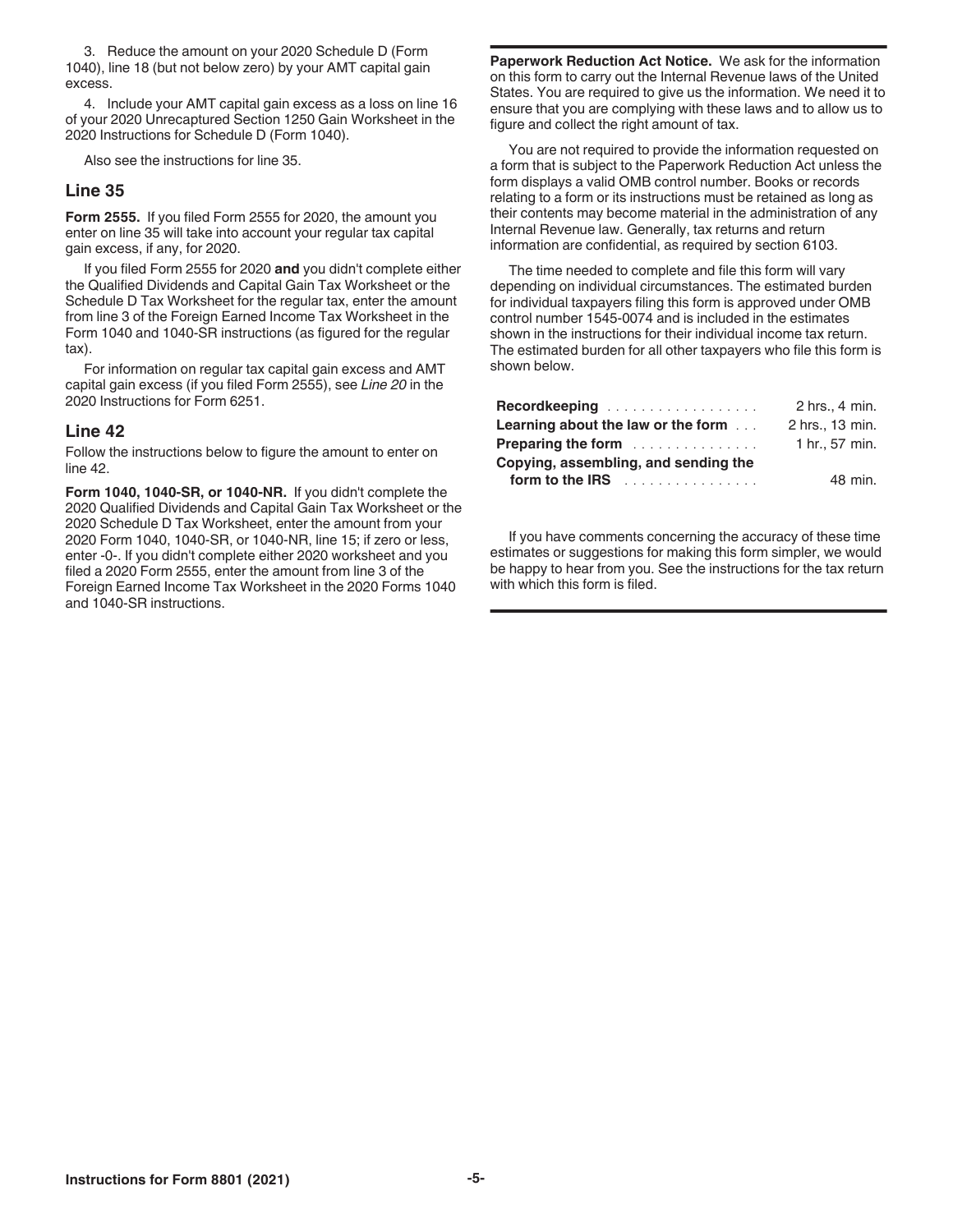3. Reduce the amount on your 2020 Schedule D (Form 1040), line 18 (but not below zero) by your AMT capital gain excess.

4. Include your AMT capital gain excess as a loss on line 16 of your 2020 Unrecaptured Section 1250 Gain Worksheet in the 2020 Instructions for Schedule D (Form 1040).

Also see the instructions for line 35.

## Line 35

**Form 2555.** If you filed Form 2555 for 2020, the amount you enter on line 35 will take into account your regular tax capital gain excess, if any, for 2020.

If you filed Form 2555 for 2020 **and** you didn't complete either the Qualified Dividends and Capital Gain Tax Worksheet or the Schedule D Tax Worksheet for the regular tax, enter the amount from line 3 of the Foreign Earned Income Tax Worksheet in the Form 1040 and 1040-SR instructions (as figured for the regular tax).

For information on regular tax capital gain excess and AMT capital gain excess (if you filed Form 2555), see *Line 20* in the 2020 Instructions for Form 6251.

## Line 42

Follow the instructions below to figure the amount to enter on line 42.

**Form 1040, 1040-SR, or 1040-NR.** If you didn't complete the 2020 Qualified Dividends and Capital Gain Tax Worksheet or the 2020 Schedule D Tax Worksheet, enter the amount from your 2020 Form 1040, 1040-SR, or 1040-NR, line 15; if zero or less, enter -0-. If you didn't complete either 2020 worksheet and you filed a 2020 Form 2555, enter the amount from line 3 of the Foreign Earned Income Tax Worksheet in the 2020 Forms 1040 and 1040-SR instructions.

**Paperwork Reduction Act Notice.** We ask for the information on this form to carry out the Internal Revenue laws of the United States. You are required to give us the information. We need it to ensure that you are complying with these laws and to allow us to figure and collect the right amount of tax.

You are not required to provide the information requested on a form that is subject to the Paperwork Reduction Act unless the form displays a valid OMB control number. Books or records relating to a form or its instructions must be retained as long as their contents may become material in the administration of any Internal Revenue law. Generally, tax returns and return information are confidential, as required by section 6103.

The time needed to complete and file this form will vary depending on individual circumstances. The estimated burden for individual taxpayers filing this form is approved under OMB control number 1545-0074 and is included in the estimates shown in the instructions for their individual income tax return. The estimated burden for all other taxpayers who file this form is shown below.

| | |
|---|---|
| **Recordkeeping** | 2 hrs., 4 min. |
| **Learning about the law or the form** | 2 hrs., 13 min. |
| **Preparing the form** | 1 hr., 57 min. |
| **Copying, assembling, and sending the form to the IRS** | 48 min. |

If you have comments concerning the accuracy of these time estimates or suggestions for making this form simpler, we would be happy to hear from you. See the instructions for the tax return with which this form is filed.